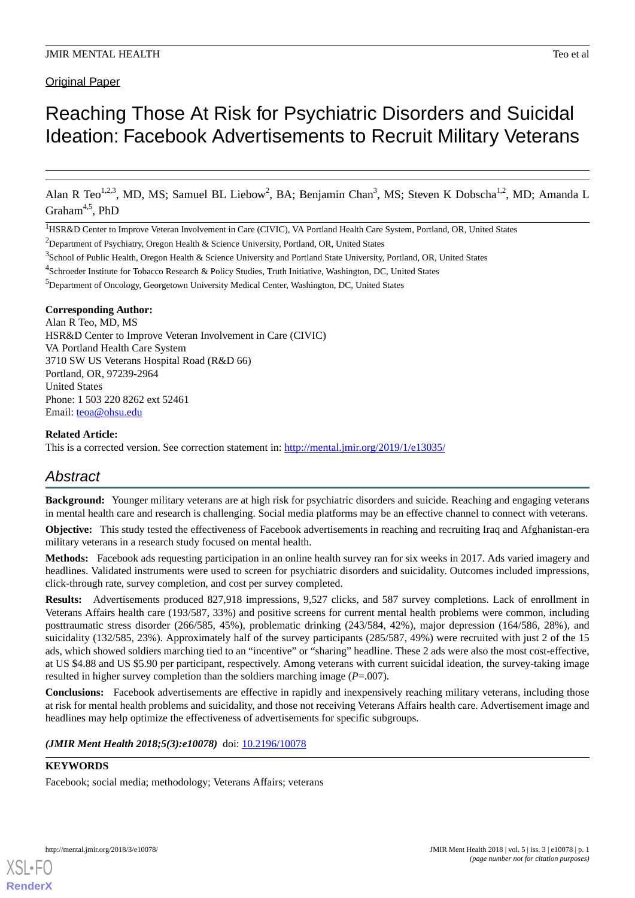Original Paper

# Reaching Those At Risk for Psychiatric Disorders and Suicidal Ideation: Facebook Advertisements to Recruit Military Veterans

Alan R Teo[1,2,3], MD, MS; Samuel BL Liebow[2], BA; Benjamin Chan[3], MS; Steven K Dobscha[1,2], MD; Amanda L Graham[4,5], PhD

[1]HSR&D Center to Improve Veteran Involvement in Care (CIVIC), VA Portland Health Care System, Portland, OR, United States

[2]Department of Psychiatry, Oregon Health & Science University, Portland, OR, United States

[3]School of Public Health, Oregon Health & Science University and Portland State University, Portland, OR, United States

[4]Schroeder Institute for Tobacco Research & Policy Studies, Truth Initiative, Washington, DC, United States

[5]Department of Oncology, Georgetown University Medical Center, Washington, DC, United States

**Corresponding Author:**
Alan R Teo, MD, MS
HSR&D Center to Improve Veteran Involvement in Care (CIVIC)
VA Portland Health Care System
3710 SW US Veterans Hospital Road (R&D 66)
Portland, OR, 97239-2964
United States
Phone: 1 503 220 8262 ext 52461
Email: teoa@ohsu.edu

**Related Article:**
This is a corrected version. See correction statement in: http://mental.jmir.org/2019/1/e13035/

## Abstract

**Background:** Younger military veterans are at high risk for psychiatric disorders and suicide. Reaching and engaging veterans in mental health care and research is challenging. Social media platforms may be an effective channel to connect with veterans.

**Objective:** This study tested the effectiveness of Facebook advertisements in reaching and recruiting Iraq and Afghanistan-era military veterans in a research study focused on mental health.

**Methods:** Facebook ads requesting participation in an online health survey ran for six weeks in 2017. Ads varied imagery and headlines. Validated instruments were used to screen for psychiatric disorders and suicidality. Outcomes included impressions, click-through rate, survey completion, and cost per survey completed.

**Results:** Advertisements produced 827,918 impressions, 9,527 clicks, and 587 survey completions. Lack of enrollment in Veterans Affairs health care (193/587, 33%) and positive screens for current mental health problems were common, including posttraumatic stress disorder (266/585, 45%), problematic drinking (243/584, 42%), major depression (164/586, 28%), and suicidality (132/585, 23%). Approximately half of the survey participants (285/587, 49%) were recruited with just 2 of the 15 ads, which showed soldiers marching tied to an "incentive" or "sharing" headline. These 2 ads were also the most cost-effective, at US $4.88 and US $5.90 per participant, respectively. Among veterans with current suicidal ideation, the survey-taking image resulted in higher survey completion than the soldiers marching image ($P$=.007).

**Conclusions:** Facebook advertisements are effective in rapidly and inexpensively reaching military veterans, including those at risk for mental health problems and suicidality, and those not receiving Veterans Affairs health care. Advertisement image and headlines may help optimize the effectiveness of advertisements for specific subgroups.

***(JMIR Ment Health 2018;5(3):e10078)*** doi: 10.2196/10078

**KEYWORDS**

Facebook; social media; methodology; Veterans Affairs; veterans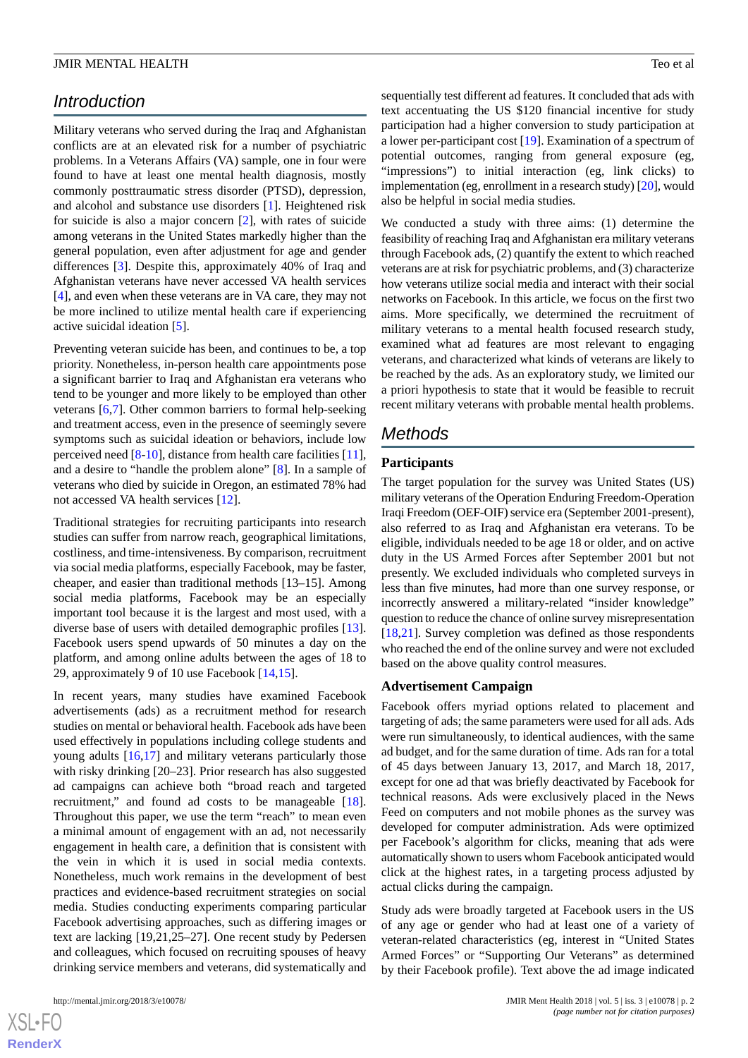## Introduction

Military veterans who served during the Iraq and Afghanistan conflicts are at an elevated risk for a number of psychiatric problems. In a Veterans Affairs (VA) sample, one in four were found to have at least one mental health diagnosis, mostly commonly posttraumatic stress disorder (PTSD), depression, and alcohol and substance use disorders [1]. Heightened risk for suicide is also a major concern [2], with rates of suicide among veterans in the United States markedly higher than the general population, even after adjustment for age and gender differences [3]. Despite this, approximately 40% of Iraq and Afghanistan veterans have never accessed VA health services [4], and even when these veterans are in VA care, they may not be more inclined to utilize mental health care if experiencing active suicidal ideation [5].

Preventing veteran suicide has been, and continues to be, a top priority. Nonetheless, in-person health care appointments pose a significant barrier to Iraq and Afghanistan era veterans who tend to be younger and more likely to be employed than other veterans [6,7]. Other common barriers to formal help-seeking and treatment access, even in the presence of seemingly severe symptoms such as suicidal ideation or behaviors, include low perceived need [8-10], distance from health care facilities [11], and a desire to "handle the problem alone" [8]. In a sample of veterans who died by suicide in Oregon, an estimated 78% had not accessed VA health services [12].

Traditional strategies for recruiting participants into research studies can suffer from narrow reach, geographical limitations, costliness, and time-intensiveness. By comparison, recruitment via social media platforms, especially Facebook, may be faster, cheaper, and easier than traditional methods [13–15]. Among social media platforms, Facebook may be an especially important tool because it is the largest and most used, with a diverse base of users with detailed demographic profiles [13]. Facebook users spend upwards of 50 minutes a day on the platform, and among online adults between the ages of 18 to 29, approximately 9 of 10 use Facebook [14,15].

In recent years, many studies have examined Facebook advertisements (ads) as a recruitment method for research studies on mental or behavioral health. Facebook ads have been used effectively in populations including college students and young adults [16,17] and military veterans particularly those with risky drinking [20–23]. Prior research has also suggested ad campaigns can achieve both "broad reach and targeted recruitment," and found ad costs to be manageable [18]. Throughout this paper, we use the term "reach" to mean even a minimal amount of engagement with an ad, not necessarily engagement in health care, a definition that is consistent with the vein in which it is used in social media contexts. Nonetheless, much work remains in the development of best practices and evidence-based recruitment strategies on social media. Studies conducting experiments comparing particular Facebook advertising approaches, such as differing images or text are lacking [19,21,25–27]. One recent study by Pedersen and colleagues, which focused on recruiting spouses of heavy drinking service members and veterans, did systematically and sequentially test different ad features. It concluded that ads with text accentuating the US $120 financial incentive for study participation had a higher conversion to study participation at a lower per-participant cost [19]. Examination of a spectrum of potential outcomes, ranging from general exposure (eg, "impressions") to initial interaction (eg, link clicks) to implementation (eg, enrollment in a research study) [20], would also be helpful in social media studies.

We conducted a study with three aims: (1) determine the feasibility of reaching Iraq and Afghanistan era military veterans through Facebook ads, (2) quantify the extent to which reached veterans are at risk for psychiatric problems, and (3) characterize how veterans utilize social media and interact with their social networks on Facebook. In this article, we focus on the first two aims. More specifically, we determined the recruitment of military veterans to a mental health focused research study, examined what ad features are most relevant to engaging veterans, and characterized what kinds of veterans are likely to be reached by the ads. As an exploratory study, we limited our a priori hypothesis to state that it would be feasible to recruit recent military veterans with probable mental health problems.

## Methods

### Participants

The target population for the survey was United States (US) military veterans of the Operation Enduring Freedom-Operation Iraqi Freedom (OEF-OIF) service era (September 2001-present), also referred to as Iraq and Afghanistan era veterans. To be eligible, individuals needed to be age 18 or older, and on active duty in the US Armed Forces after September 2001 but not presently. We excluded individuals who completed surveys in less than five minutes, had more than one survey response, or incorrectly answered a military-related "insider knowledge" question to reduce the chance of online survey misrepresentation [18,21]. Survey completion was defined as those respondents who reached the end of the online survey and were not excluded based on the above quality control measures.

### Advertisement Campaign

Facebook offers myriad options related to placement and targeting of ads; the same parameters were used for all ads. Ads were run simultaneously, to identical audiences, with the same ad budget, and for the same duration of time. Ads ran for a total of 45 days between January 13, 2017, and March 18, 2017, except for one ad that was briefly deactivated by Facebook for technical reasons. Ads were exclusively placed in the News Feed on computers and not mobile phones as the survey was developed for computer administration. Ads were optimized per Facebook's algorithm for clicks, meaning that ads were automatically shown to users whom Facebook anticipated would click at the highest rates, in a targeting process adjusted by actual clicks during the campaign.

Study ads were broadly targeted at Facebook users in the US of any age or gender who had at least one of a variety of veteran-related characteristics (eg, interest in "United States Armed Forces" or "Supporting Our Veterans" as determined by their Facebook profile). Text above the ad image indicated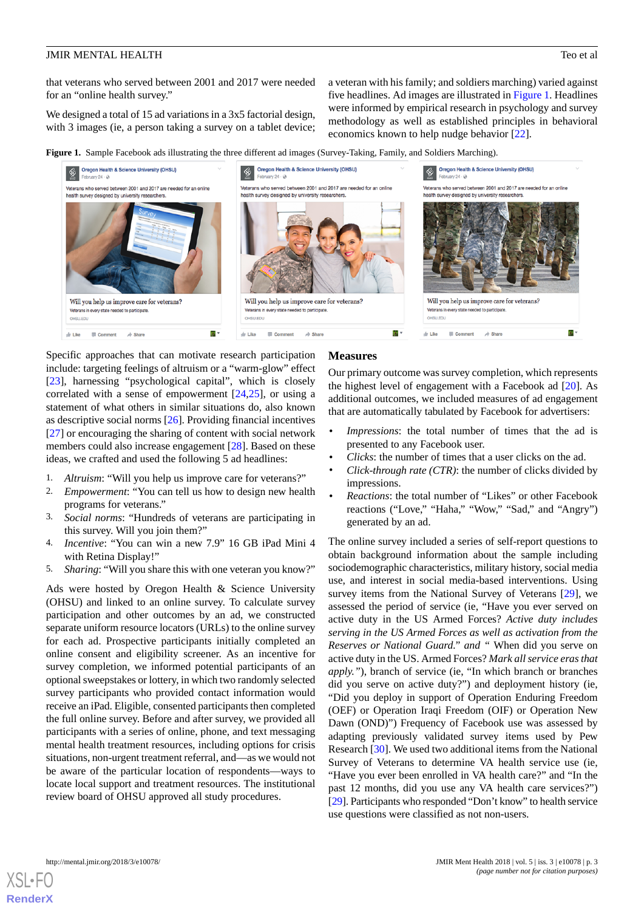that veterans who served between 2001 and 2017 were needed for an "online health survey."

We designed a total of 15 ad variations in a 3x5 factorial design, with 3 images (ie, a person taking a survey on a tablet device; a veteran with his family; and soldiers marching) varied against five headlines. Ad images are illustrated in Figure 1. Headlines were informed by empirical research in psychology and survey methodology as well as established principles in behavioral economics known to help nudge behavior [22].

**Figure 1.** Sample Facebook ads illustrating the three different ad images (Survey-Taking, Family, and Soldiers Marching).

Specific approaches that can motivate research participation include: targeting feelings of altruism or a "warm-glow" effect [23], harnessing "psychological capital", which is closely correlated with a sense of empowerment [24,25], or using a statement of what others in similar situations do, also known as descriptive social norms [26]. Providing financial incentives [27] or encouraging the sharing of content with social network members could also increase engagement [28]. Based on these ideas, we crafted and used the following 5 ad headlines:

1. *Altruism*: "Will you help us improve care for veterans?"
2. *Empowerment*: "You can tell us how to design new health programs for veterans."
3. *Social norms*: "Hundreds of veterans are participating in this survey. Will you join them?"
4. *Incentive*: "You can win a new 7.9" 16 GB iPad Mini 4 with Retina Display!"
5. *Sharing*: "Will you share this with one veteran you know?"

Ads were hosted by Oregon Health & Science University (OHSU) and linked to an online survey. To calculate survey participation and other outcomes by an ad, we constructed separate uniform resource locators (URLs) to the online survey for each ad. Prospective participants initially completed an online consent and eligibility screener. As an incentive for survey completion, we informed potential participants of an optional sweepstakes or lottery, in which two randomly selected survey participants who provided contact information would receive an iPad. Eligible, consented participants then completed the full online survey. Before and after survey, we provided all participants with a series of online, phone, and text messaging mental health treatment resources, including options for crisis situations, non-urgent treatment referral, and—as we would not be aware of the particular location of respondents—ways to locate local support and treatment resources. The institutional review board of OHSU approved all study procedures.

## Measures

Our primary outcome was survey completion, which represents the highest level of engagement with a Facebook ad [20]. As additional outcomes, we included measures of ad engagement that are automatically tabulated by Facebook for advertisers:

- *Impressions*: the total number of times that the ad is presented to any Facebook user.
- *Clicks*: the number of times that a user clicks on the ad.
- *Click-through rate (CTR)*: the number of clicks divided by impressions.
- *Reactions*: the total number of "Likes" or other Facebook reactions ("Love," "Haha," "Wow," "Sad," and "Angry") generated by an ad.

The online survey included a series of self-report questions to obtain background information about the sample including sociodemographic characteristics, military history, social media use, and interest in social media-based interventions. Using survey items from the National Survey of Veterans [29], we assessed the period of service (ie, "Have you ever served on active duty in the US Armed Forces? *Active duty includes serving in the US Armed Forces as well as activation from the Reserves or National Guard." and "* When did you serve on active duty in the US. Armed Forces? *Mark all service eras that apply."*), branch of service (ie, "In which branch or branches did you serve on active duty?") and deployment history (ie, "Did you deploy in support of Operation Enduring Freedom (OEF) or Operation Iraqi Freedom (OIF) or Operation New Dawn (OND)") Frequency of Facebook use was assessed by adapting previously validated survey items used by Pew Research [30]. We used two additional items from the National Survey of Veterans to determine VA health service use (ie, "Have you ever been enrolled in VA health care?" and "In the past 12 months, did you use any VA health care services?") [29]. Participants who responded "Don't know" to health service use questions were classified as not non-users.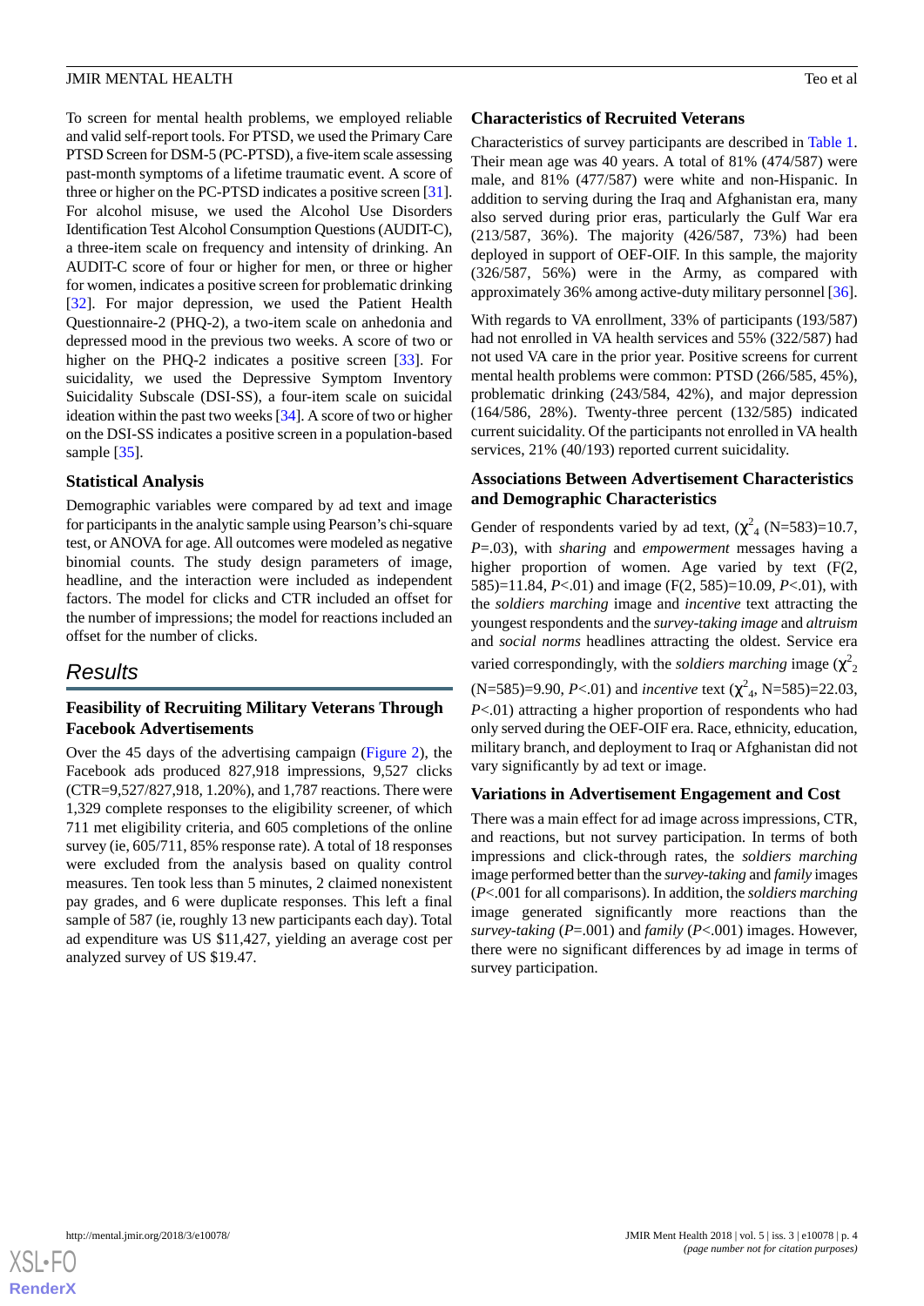To screen for mental health problems, we employed reliable and valid self-report tools. For PTSD, we used the Primary Care PTSD Screen for DSM-5 (PC-PTSD), a five-item scale assessing past-month symptoms of a lifetime traumatic event. A score of three or higher on the PC-PTSD indicates a positive screen [31]. For alcohol misuse, we used the Alcohol Use Disorders Identification Test Alcohol Consumption Questions (AUDIT-C), a three-item scale on frequency and intensity of drinking. An AUDIT-C score of four or higher for men, or three or higher for women, indicates a positive screen for problematic drinking [32]. For major depression, we used the Patient Health Questionnaire-2 (PHQ-2), a two-item scale on anhedonia and depressed mood in the previous two weeks. A score of two or higher on the PHQ-2 indicates a positive screen [33]. For suicidality, we used the Depressive Symptom Inventory Suicidality Subscale (DSI-SS), a four-item scale on suicidal ideation within the past two weeks [34]. A score of two or higher on the DSI-SS indicates a positive screen in a population-based sample [35].

### Statistical Analysis

Demographic variables were compared by ad text and image for participants in the analytic sample using Pearson's chi-square test, or ANOVA for age. All outcomes were modeled as negative binomial counts. The study design parameters of image, headline, and the interaction were included as independent factors. The model for clicks and CTR included an offset for the number of impressions; the model for reactions included an offset for the number of clicks.

## Results

### Feasibility of Recruiting Military Veterans Through Facebook Advertisements

Over the 45 days of the advertising campaign (Figure 2), the Facebook ads produced 827,918 impressions, 9,527 clicks (CTR=9,527/827,918, 1.20%), and 1,787 reactions. There were 1,329 complete responses to the eligibility screener, of which 711 met eligibility criteria, and 605 completions of the online survey (ie, 605/711, 85% response rate). A total of 18 responses were excluded from the analysis based on quality control measures. Ten took less than 5 minutes, 2 claimed nonexistent pay grades, and 6 were duplicate responses. This left a final sample of 587 (ie, roughly 13 new participants each day). Total ad expenditure was US $11,427, yielding an average cost per analyzed survey of US $19.47.

### Characteristics of Recruited Veterans

Characteristics of survey participants are described in Table 1. Their mean age was 40 years. A total of 81% (474/587) were male, and 81% (477/587) were white and non-Hispanic. In addition to serving during the Iraq and Afghanistan era, many also served during prior eras, particularly the Gulf War era (213/587, 36%). The majority (426/587, 73%) had been deployed in support of OEF-OIF. In this sample, the majority (326/587, 56%) were in the Army, as compared with approximately 36% among active-duty military personnel [36].

With regards to VA enrollment, 33% of participants (193/587) had not enrolled in VA health services and 55% (322/587) had not used VA care in the prior year. Positive screens for current mental health problems were common: PTSD (266/585, 45%), problematic drinking (243/584, 42%), and major depression (164/586, 28%). Twenty-three percent (132/585) indicated current suicidality. Of the participants not enrolled in VA health services, 21% (40/193) reported current suicidality.

### Associations Between Advertisement Characteristics and Demographic Characteristics

Gender of respondents varied by ad text, ($\chi^2_4$ (N=583)=10.7, $P$=.03), with *sharing* and *empowerment* messages having a higher proportion of women. Age varied by text (F(2, 585)=11.84, $P$<.01) and image (F(2, 585)=10.09, $P$<.01), with the *soldiers marching* image and *incentive* text attracting the youngest respondents and the *survey-taking image* and *altruism* and *social norms* headlines attracting the oldest. Service era varied correspondingly, with the *soldiers marching* image ($\chi^2_2$ (N=585)=9.90, $P$<.01) and *incentive* text ($\chi^2_4$, N=585)=22.03, $P$<.01) attracting a higher proportion of respondents who had only served during the OEF-OIF era. Race, ethnicity, education, military branch, and deployment to Iraq or Afghanistan did not vary significantly by ad text or image.

### Variations in Advertisement Engagement and Cost

There was a main effect for ad image across impressions, CTR, and reactions, but not survey participation. In terms of both impressions and click-through rates, the *soldiers marching* image performed better than the *survey-taking* and *family* images ($P$<.001 for all comparisons). In addition, the *soldiers marching* image generated significantly more reactions than the *survey-taking* ($P$=.001) and *family* ($P$<.001) images. However, there were no significant differences by ad image in terms of survey participation.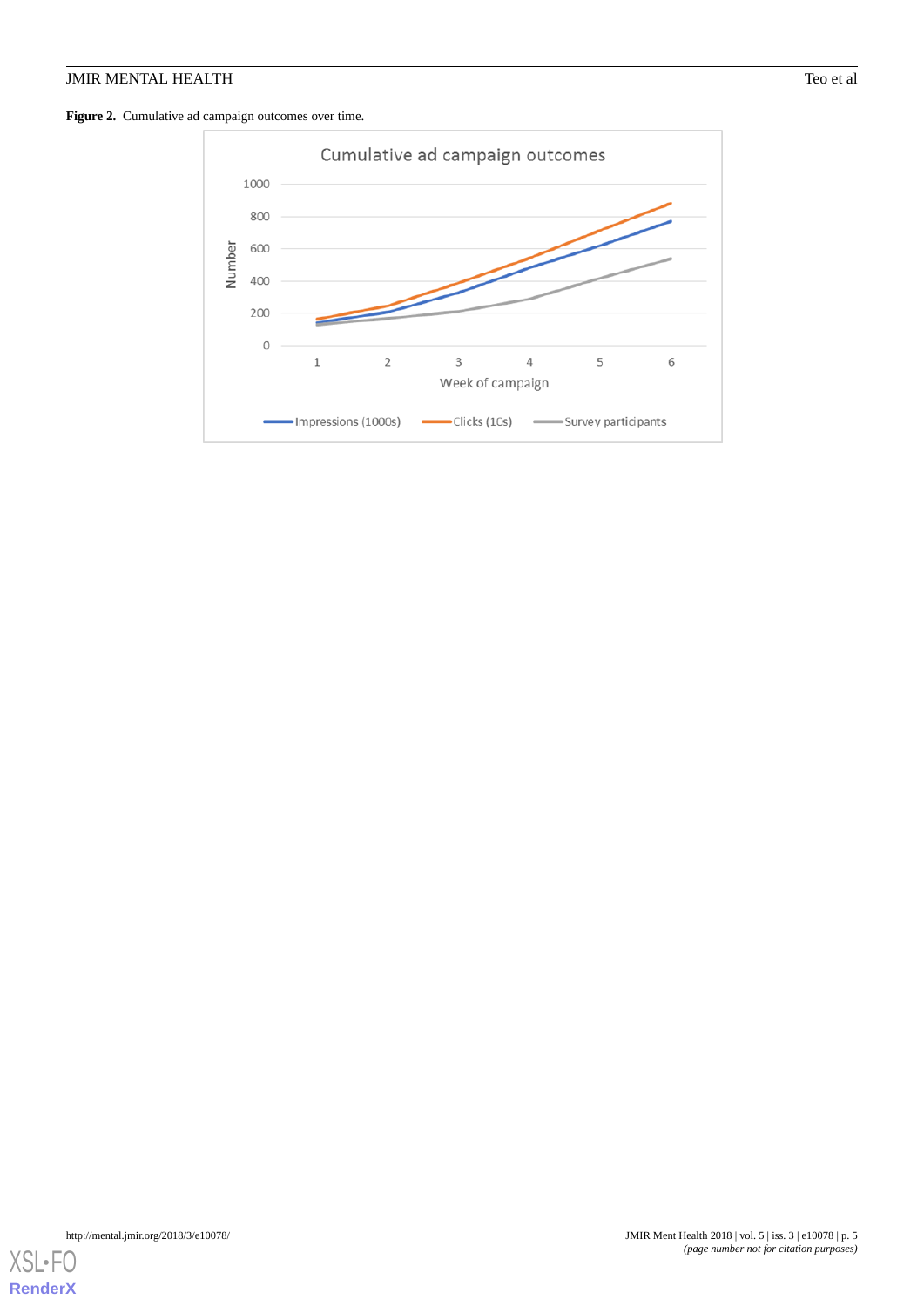**Figure 2.** Cumulative ad campaign outcomes over time.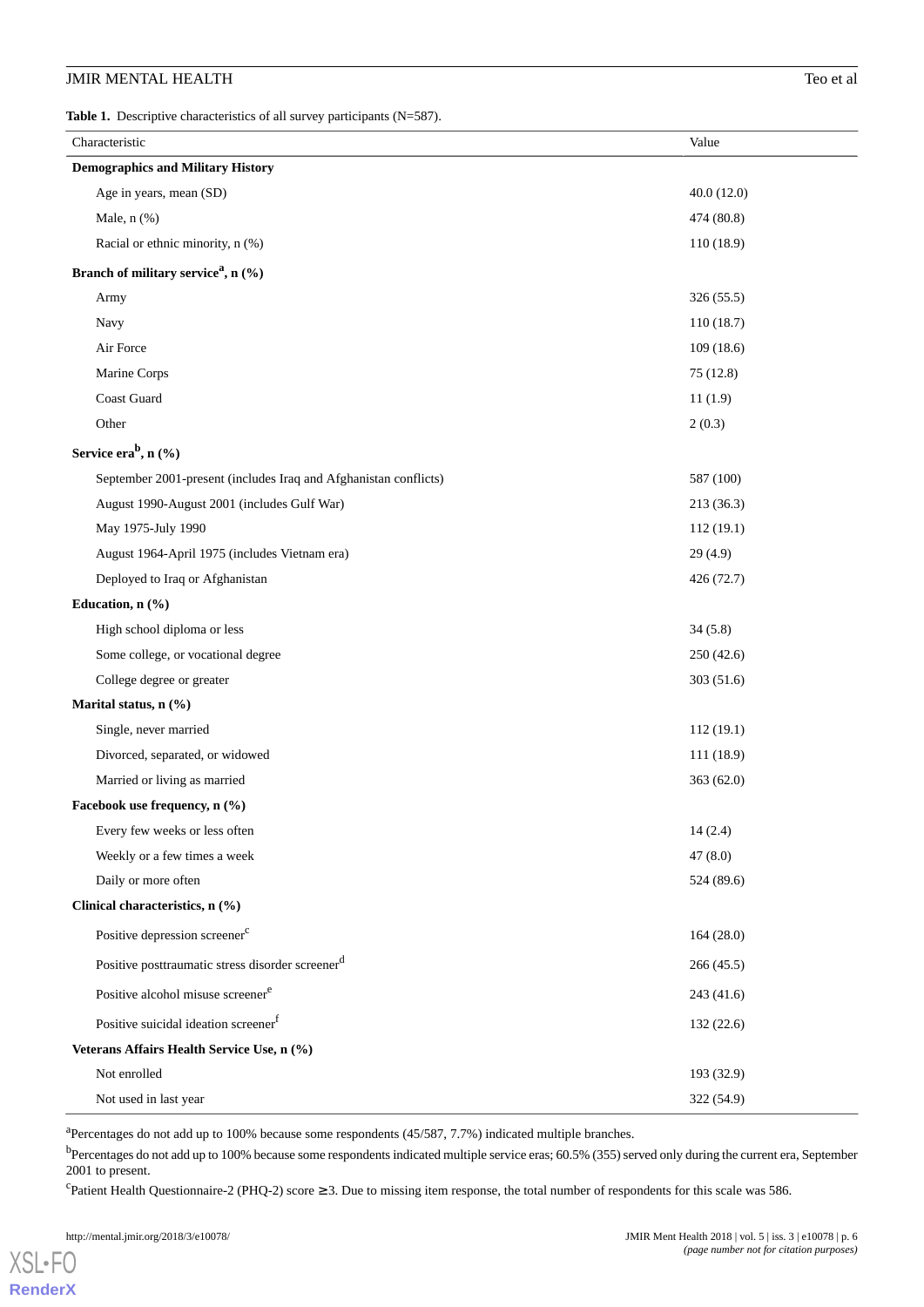**Table 1.** Descriptive characteristics of all survey participants (N=587).

| Characteristic | Value |
|---|---|
| **Demographics and Military History** | |
| Age in years, mean (SD) | 40.0 (12.0) |
| Male, n (%) | 474 (80.8) |
| Racial or ethnic minority, n (%) | 110 (18.9) |
| **Branch of military service[a], n (%)** | |
| Army | 326 (55.5) |
| Navy | 110 (18.7) |
| Air Force | 109 (18.6) |
| Marine Corps | 75 (12.8) |
| Coast Guard | 11 (1.9) |
| Other | 2 (0.3) |
| **Service era[b], n (%)** | |
| September 2001-present (includes Iraq and Afghanistan conflicts) | 587 (100) |
| August 1990-August 2001 (includes Gulf War) | 213 (36.3) |
| May 1975-July 1990 | 112 (19.1) |
| August 1964-April 1975 (includes Vietnam era) | 29 (4.9) |
| Deployed to Iraq or Afghanistan | 426 (72.7) |
| **Education, n (%)** | |
| High school diploma or less | 34 (5.8) |
| Some college, or vocational degree | 250 (42.6) |
| College degree or greater | 303 (51.6) |
| **Marital status, n (%)** | |
| Single, never married | 112 (19.1) |
| Divorced, separated, or widowed | 111 (18.9) |
| Married or living as married | 363 (62.0) |
| **Facebook use frequency, n (%)** | |
| Every few weeks or less often | 14 (2.4) |
| Weekly or a few times a week | 47 (8.0) |
| Daily or more often | 524 (89.6) |
| **Clinical characteristics, n (%)** | |
| Positive depression screener[c] | 164 (28.0) |
| Positive posttraumatic stress disorder screener[d] | 266 (45.5) |
| Positive alcohol misuse screener[e] | 243 (41.6) |
| Positive suicidal ideation screener[f] | 132 (22.6) |
| **Veterans Affairs Health Service Use, n (%)** | |
| Not enrolled | 193 (32.9) |
| Not used in last year | 322 (54.9) |

[a]Percentages do not add up to 100% because some respondents (45/587, 7.7%) indicated multiple branches.

[b]Percentages do not add up to 100% because some respondents indicated multiple service eras; 60.5% (355) served only during the current era, September 2001 to present.

[c]Patient Health Questionnaire-2 (PHQ-2) score ≥3. Due to missing item response, the total number of respondents for this scale was 586.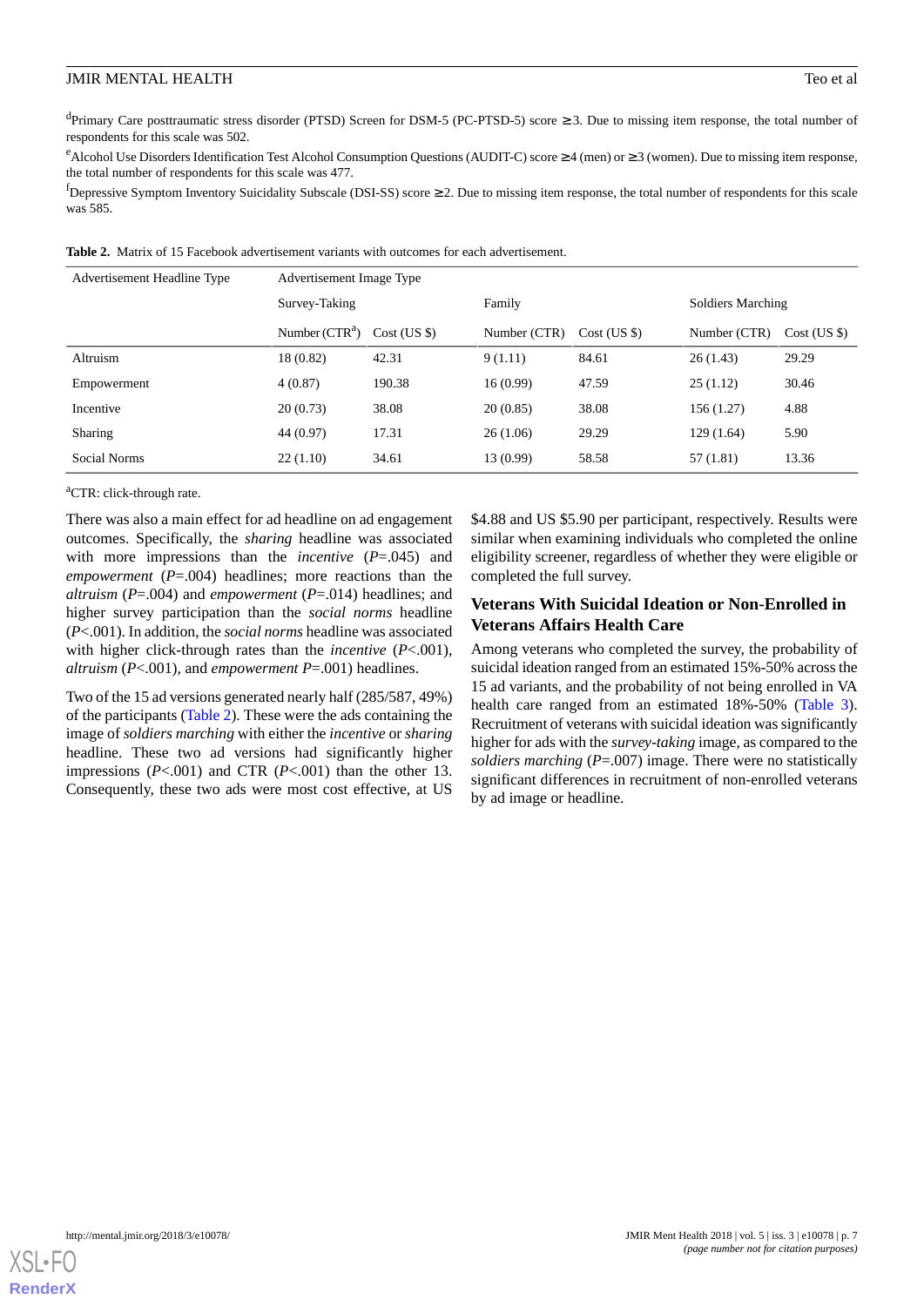[d]Primary Care posttraumatic stress disorder (PTSD) Screen for DSM-5 (PC-PTSD-5) score ≥3. Due to missing item response, the total number of respondents for this scale was 502.

[e]Alcohol Use Disorders Identification Test Alcohol Consumption Questions (AUDIT-C) score ≥4 (men) or ≥3 (women). Due to missing item response, the total number of respondents for this scale was 477.

[f]Depressive Symptom Inventory Suicidality Subscale (DSI-SS) score ≥2. Due to missing item response, the total number of respondents for this scale was 585.

**Table 2.** Matrix of 15 Facebook advertisement variants with outcomes for each advertisement.

| Advertisement Headline Type | Advertisement Image Type | | | | | |
|---|---|---|---|---|---|---|
| | Survey-Taking | | Family | | Soldiers Marching | |
| | Number (CTR[a]) | Cost (US $) | Number (CTR) | Cost (US $) | Number (CTR) | Cost (US $) |
| Altruism | 18 (0.82) | 42.31 | 9 (1.11) | 84.61 | 26 (1.43) | 29.29 |
| Empowerment | 4 (0.87) | 190.38 | 16 (0.99) | 47.59 | 25 (1.12) | 30.46 |
| Incentive | 20 (0.73) | 38.08 | 20 (0.85) | 38.08 | 156 (1.27) | 4.88 |
| Sharing | 44 (0.97) | 17.31 | 26 (1.06) | 29.29 | 129 (1.64) | 5.90 |
| Social Norms | 22 (1.10) | 34.61 | 13 (0.99) | 58.58 | 57 (1.81) | 13.36 |

[a]CTR: click-through rate.

There was also a main effect for ad headline on ad engagement outcomes. Specifically, the *sharing* headline was associated with more impressions than the *incentive* (*P*=.045) and *empowerment* (*P*=.004) headlines; more reactions than the *altruism* (*P*=.004) and *empowerment* (*P*=.014) headlines; and higher survey participation than the *social norms* headline (*P*<.001). In addition, the *social norms* headline was associated with higher click-through rates than the *incentive* (*P*<.001), *altruism* (*P*<.001), and *empowerment* *P*=.001) headlines.

Two of the 15 ad versions generated nearly half (285/587, 49%) of the participants (Table 2). These were the ads containing the image of *soldiers marching* with either the *incentive* or *sharing* headline. These two ad versions had significantly higher impressions (*P*<.001) and CTR (*P*<.001) than the other 13. Consequently, these two ads were most cost effective, at US $4.88 and US $5.90 per participant, respectively. Results were similar when examining individuals who completed the online eligibility screener, regardless of whether they were eligible or completed the full survey.

## Veterans With Suicidal Ideation or Non-Enrolled in Veterans Affairs Health Care

Among veterans who completed the survey, the probability of suicidal ideation ranged from an estimated 15%-50% across the 15 ad variants, and the probability of not being enrolled in VA health care ranged from an estimated 18%-50% (Table 3). Recruitment of veterans with suicidal ideation was significantly higher for ads with the *survey-taking* image, as compared to the *soldiers marching* (*P*=.007) image. There were no statistically significant differences in recruitment of non-enrolled veterans by ad image or headline.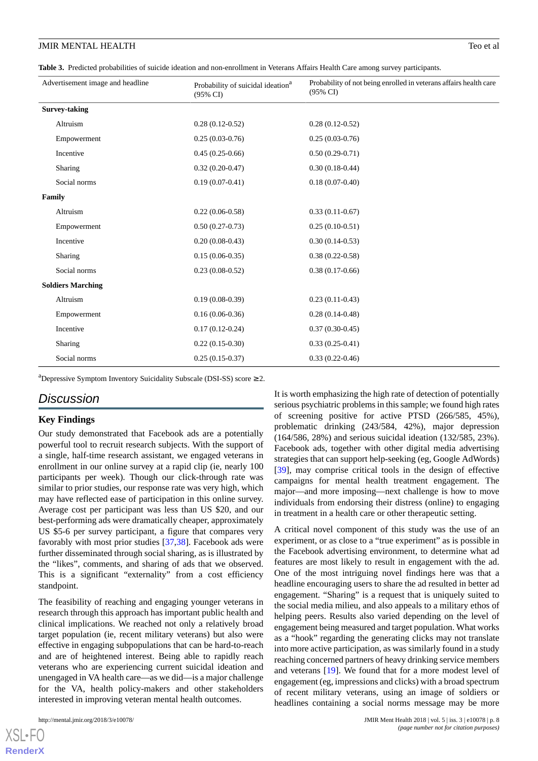**Table 3.** Predicted probabilities of suicide ideation and non-enrollment in Veterans Affairs Health Care among survey participants.

| Advertisement image and headline | Probability of suicidal ideation[a] (95% CI) | Probability of not being enrolled in veterans affairs health care (95% CI) |
|---|---|---|
| **Survey-taking** | | |
| Altruism | 0.28 (0.12-0.52) | 0.28 (0.12-0.52) |
| Empowerment | 0.25 (0.03-0.76) | 0.25 (0.03-0.76) |
| Incentive | 0.45 (0.25-0.66) | 0.50 (0.29-0.71) |
| Sharing | 0.32 (0.20-0.47) | 0.30 (0.18-0.44) |
| Social norms | 0.19 (0.07-0.41) | 0.18 (0.07-0.40) |
| **Family** | | |
| Altruism | 0.22 (0.06-0.58) | 0.33 (0.11-0.67) |
| Empowerment | 0.50 (0.27-0.73) | 0.25 (0.10-0.51) |
| Incentive | 0.20 (0.08-0.43) | 0.30 (0.14-0.53) |
| Sharing | 0.15 (0.06-0.35) | 0.38 (0.22-0.58) |
| Social norms | 0.23 (0.08-0.52) | 0.38 (0.17-0.66) |
| **Soldiers Marching** | | |
| Altruism | 0.19 (0.08-0.39) | 0.23 (0.11-0.43) |
| Empowerment | 0.16 (0.06-0.36) | 0.28 (0.14-0.48) |
| Incentive | 0.17 (0.12-0.24) | 0.37 (0.30-0.45) |
| Sharing | 0.22 (0.15-0.30) | 0.33 (0.25-0.41) |
| Social norms | 0.25 (0.15-0.37) | 0.33 (0.22-0.46) |

[a]Depressive Symptom Inventory Suicidality Subscale (DSI-SS) score ≥2.

## Discussion

### Key Findings

Our study demonstrated that Facebook ads are a potentially powerful tool to recruit research subjects. With the support of a single, half-time research assistant, we engaged veterans in enrollment in our online survey at a rapid clip (ie, nearly 100 participants per week). Though our click-through rate was similar to prior studies, our response rate was very high, which may have reflected ease of participation in this online survey. Average cost per participant was less than US $20, and our best-performing ads were dramatically cheaper, approximately US $5-6 per survey participant, a figure that compares very favorably with most prior studies [37,38]. Facebook ads were further disseminated through social sharing, as is illustrated by the "likes", comments, and sharing of ads that we observed. This is a significant "externality" from a cost efficiency standpoint.

The feasibility of reaching and engaging younger veterans in research through this approach has important public health and clinical implications. We reached not only a relatively broad target population (ie, recent military veterans) but also were effective in engaging subpopulations that can be hard-to-reach and are of heightened interest. Being able to rapidly reach veterans who are experiencing current suicidal ideation and unengaged in VA health care—as we did—is a major challenge for the VA, health policy-makers and other stakeholders interested in improving veteran mental health outcomes.

It is worth emphasizing the high rate of detection of potentially serious psychiatric problems in this sample; we found high rates of screening positive for active PTSD (266/585, 45%), problematic drinking (243/584, 42%), major depression (164/586, 28%) and serious suicidal ideation (132/585, 23%). Facebook ads, together with other digital media advertising strategies that can support help-seeking (eg, Google AdWords) [39], may comprise critical tools in the design of effective campaigns for mental health treatment engagement. The major—and more imposing—next challenge is how to move individuals from endorsing their distress (online) to engaging in treatment in a health care or other therapeutic setting.

A critical novel component of this study was the use of an experiment, or as close to a "true experiment" as is possible in the Facebook advertising environment, to determine what ad features are most likely to result in engagement with the ad. One of the most intriguing novel findings here was that a headline encouraging users to share the ad resulted in better ad engagement. "Sharing" is a request that is uniquely suited to the social media milieu, and also appeals to a military ethos of helping peers. Results also varied depending on the level of engagement being measured and target population. What works as a "hook" regarding the generating clicks may not translate into more active participation, as was similarly found in a study reaching concerned partners of heavy drinking service members and veterans [19]. We found that for a more modest level of engagement (eg, impressions and clicks) with a broad spectrum of recent military veterans, using an image of soldiers or headlines containing a social norms message may be more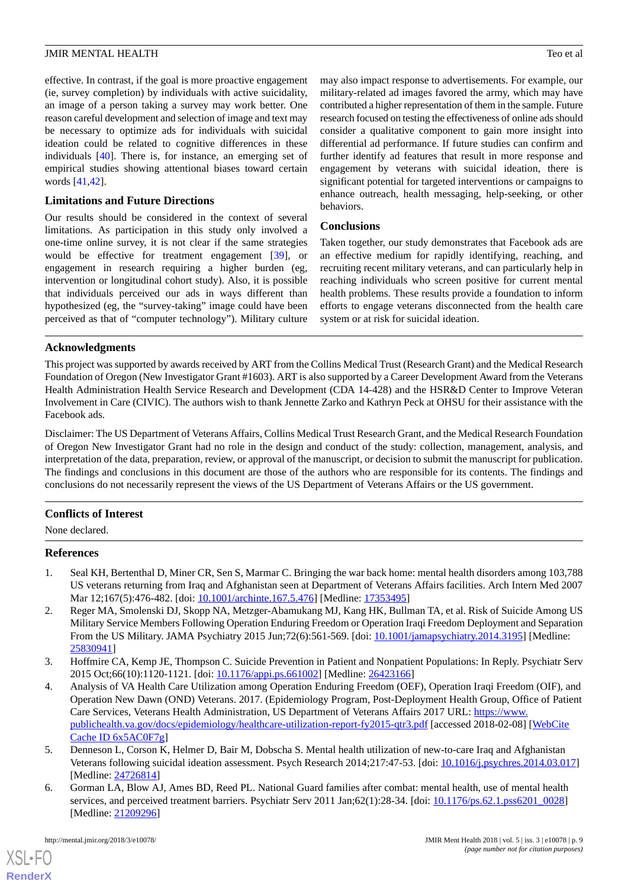effective. In contrast, if the goal is more proactive engagement (ie, survey completion) by individuals with active suicidality, an image of a person taking a survey may work better. One reason careful development and selection of image and text may be necessary to optimize ads for individuals with suicidal ideation could be related to cognitive differences in these individuals [40]. There is, for instance, an emerging set of empirical studies showing attentional biases toward certain words [41,42].

### Limitations and Future Directions

Our results should be considered in the context of several limitations. As participation in this study only involved a one-time online survey, it is not clear if the same strategies would be effective for treatment engagement [39], or engagement in research requiring a higher burden (eg, intervention or longitudinal cohort study). Also, it is possible that individuals perceived our ads in ways different than hypothesized (eg, the "survey-taking" image could have been perceived as that of "computer technology"). Military culture may also impact response to advertisements. For example, our military-related ad images favored the army, which may have contributed a higher representation of them in the sample. Future research focused on testing the effectiveness of online ads should consider a qualitative component to gain more insight into differential ad performance. If future studies can confirm and further identify ad features that result in more response and engagement by veterans with suicidal ideation, there is significant potential for targeted interventions or campaigns to enhance outreach, health messaging, help-seeking, or other behaviors.

### Conclusions

Taken together, our study demonstrates that Facebook ads are an effective medium for rapidly identifying, reaching, and recruiting recent military veterans, and can particularly help in reaching individuals who screen positive for current mental health problems. These results provide a foundation to inform efforts to engage veterans disconnected from the health care system or at risk for suicidal ideation.

## Acknowledgments

This project was supported by awards received by ART from the Collins Medical Trust (Research Grant) and the Medical Research Foundation of Oregon (New Investigator Grant #1603). ART is also supported by a Career Development Award from the Veterans Health Administration Health Service Research and Development (CDA 14-428) and the HSR&D Center to Improve Veteran Involvement in Care (CIVIC). The authors wish to thank Jennette Zarko and Kathryn Peck at OHSU for their assistance with the Facebook ads.

Disclaimer: The US Department of Veterans Affairs, Collins Medical Trust Research Grant, and the Medical Research Foundation of Oregon New Investigator Grant had no role in the design and conduct of the study: collection, management, analysis, and interpretation of the data, preparation, review, or approval of the manuscript, or decision to submit the manuscript for publication. The findings and conclusions in this document are those of the authors who are responsible for its contents. The findings and conclusions do not necessarily represent the views of the US Department of Veterans Affairs or the US government.

## Conflicts of Interest

None declared.

## References

1. Seal KH, Bertenthal D, Miner CR, Sen S, Marmar C. Bringing the war back home: mental health disorders among 103,788 US veterans returning from Iraq and Afghanistan seen at Department of Veterans Affairs facilities. Arch Intern Med 2007 Mar 12;167(5):476-482. [doi: 10.1001/archinte.167.5.476] [Medline: 17353495]
2. Reger MA, Smolenski DJ, Skopp NA, Metzger-Abamukang MJ, Kang HK, Bullman TA, et al. Risk of Suicide Among US Military Service Members Following Operation Enduring Freedom or Operation Iraqi Freedom Deployment and Separation From the US Military. JAMA Psychiatry 2015 Jun;72(6):561-569. [doi: 10.1001/jamapsychiatry.2014.3195] [Medline: 25830941]
3. Hoffmire CA, Kemp JE, Thompson C. Suicide Prevention in Patient and Nonpatient Populations: In Reply. Psychiatr Serv 2015 Oct;66(10):1120-1121. [doi: 10.1176/appi.ps.661002] [Medline: 26423166]
4. Analysis of VA Health Care Utilization among Operation Enduring Freedom (OEF), Operation Iraqi Freedom (OIF), and Operation New Dawn (OND) Veterans. 2017. (Epidemiology Program, Post-Deployment Health Group, Office of Patient Care Services, Veterans Health Administration, US Department of Veterans Affairs 2017 URL: https://www.publichealth.va.gov/docs/epidemiology/healthcare-utilization-report-fy2015-qtr3.pdf [accessed 2018-02-08] [WebCite Cache ID 6x5AC0F7g]
5. Denneson L, Corson K, Helmer D, Bair M, Dobscha S. Mental health utilization of new-to-care Iraq and Afghanistan Veterans following suicidal ideation assessment. Psych Research 2014;217:47-53. [doi: 10.1016/j.psychres.2014.03.017] [Medline: 24726814]
6. Gorman LA, Blow AJ, Ames BD, Reed PL. National Guard families after combat: mental health, use of mental health services, and perceived treatment barriers. Psychiatr Serv 2011 Jan;62(1):28-34. [doi: 10.1176/ps.62.1.pss6201_0028] [Medline: 21209296]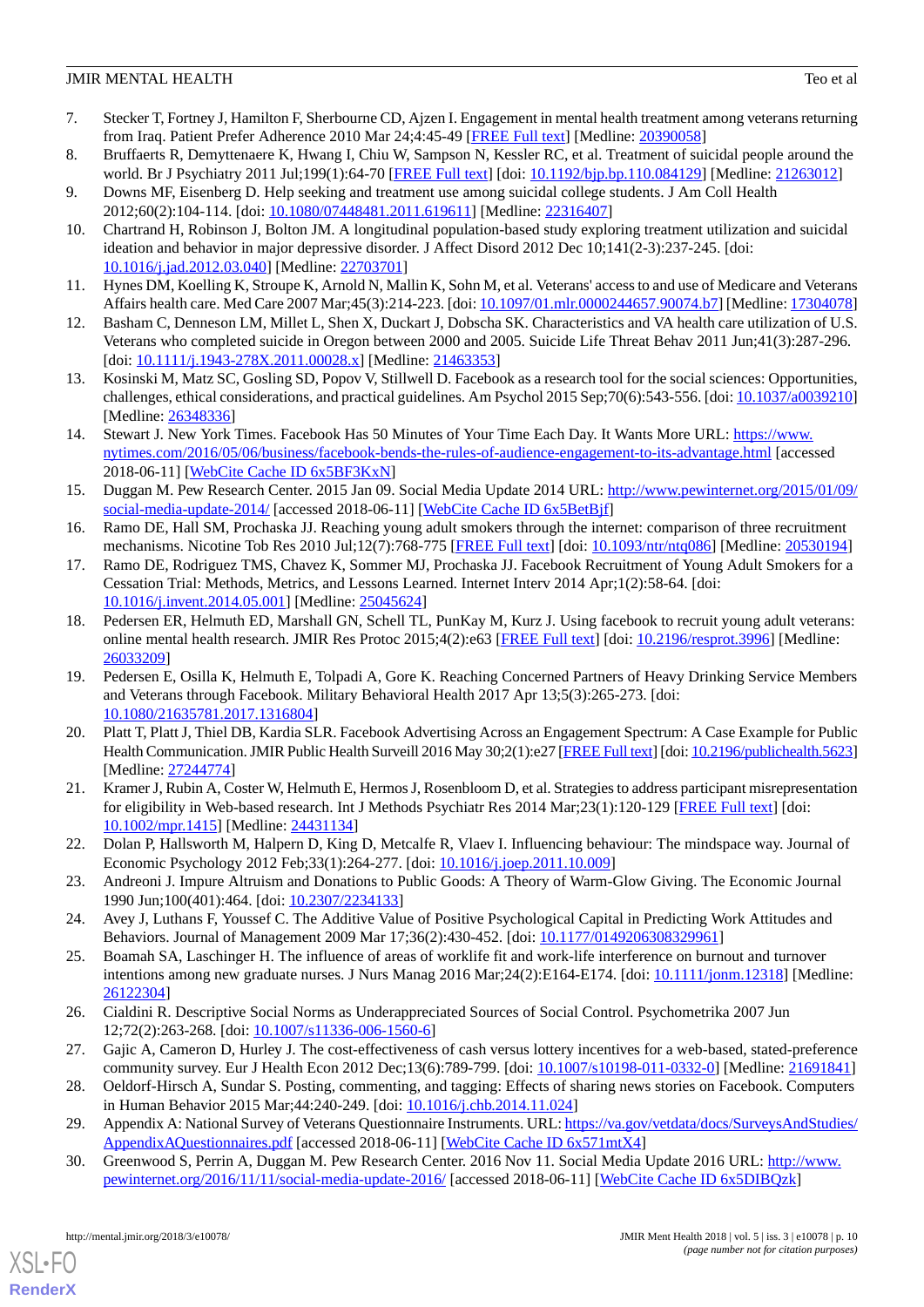7. Stecker T, Fortney J, Hamilton F, Sherbourne CD, Ajzen I. Engagement in mental health treatment among veterans returning from Iraq. Patient Prefer Adherence 2010 Mar 24;4:45-49 [FREE Full text] [Medline: 20390058]
8. Bruffaerts R, Demyttenaere K, Hwang I, Chiu W, Sampson N, Kessler RC, et al. Treatment of suicidal people around the world. Br J Psychiatry 2011 Jul;199(1):64-70 [FREE Full text] [doi: 10.1192/bjp.bp.110.084129] [Medline: 21263012]
9. Downs MF, Eisenberg D. Help seeking and treatment use among suicidal college students. J Am Coll Health 2012;60(2):104-114. [doi: 10.1080/07448481.2011.619611] [Medline: 22316407]
10. Chartrand H, Robinson J, Bolton JM. A longitudinal population-based study exploring treatment utilization and suicidal ideation and behavior in major depressive disorder. J Affect Disord 2012 Dec 10;141(2-3):237-245. [doi: 10.1016/j.jad.2012.03.040] [Medline: 22703701]
11. Hynes DM, Koelling K, Stroupe K, Arnold N, Mallin K, Sohn M, et al. Veterans' access to and use of Medicare and Veterans Affairs health care. Med Care 2007 Mar;45(3):214-223. [doi: 10.1097/01.mlr.0000244657.90074.b7] [Medline: 17304078]
12. Basham C, Denneson LM, Millet L, Shen X, Duckart J, Dobscha SK. Characteristics and VA health care utilization of U.S. Veterans who completed suicide in Oregon between 2000 and 2005. Suicide Life Threat Behav 2011 Jun;41(3):287-296. [doi: 10.1111/j.1943-278X.2011.00028.x] [Medline: 21463353]
13. Kosinski M, Matz SC, Gosling SD, Popov V, Stillwell D. Facebook as a research tool for the social sciences: Opportunities, challenges, ethical considerations, and practical guidelines. Am Psychol 2015 Sep;70(6):543-556. [doi: 10.1037/a0039210] [Medline: 26348336]
14. Stewart J. New York Times. Facebook Has 50 Minutes of Your Time Each Day. It Wants More URL: https://www.nytimes.com/2016/05/06/business/facebook-bends-the-rules-of-audience-engagement-to-its-advantage.html [accessed 2018-06-11] [WebCite Cache ID 6x5BF3KxN]
15. Duggan M. Pew Research Center. 2015 Jan 09. Social Media Update 2014 URL: http://www.pewinternet.org/2015/01/09/social-media-update-2014/ [accessed 2018-06-11] [WebCite Cache ID 6x5BetBjf]
16. Ramo DE, Hall SM, Prochaska JJ. Reaching young adult smokers through the internet: comparison of three recruitment mechanisms. Nicotine Tob Res 2010 Jul;12(7):768-775 [FREE Full text] [doi: 10.1093/ntr/ntq086] [Medline: 20530194]
17. Ramo DE, Rodriguez TMS, Chavez K, Sommer MJ, Prochaska JJ. Facebook Recruitment of Young Adult Smokers for a Cessation Trial: Methods, Metrics, and Lessons Learned. Internet Interv 2014 Apr;1(2):58-64. [doi: 10.1016/j.invent.2014.05.001] [Medline: 25045624]
18. Pedersen ER, Helmuth ED, Marshall GN, Schell TL, PunKay M, Kurz J. Using facebook to recruit young adult veterans: online mental health research. JMIR Res Protoc 2015;4(2):e63 [FREE Full text] [doi: 10.2196/resprot.3996] [Medline: 26033209]
19. Pedersen E, Osilla K, Helmuth E, Tolpadi A, Gore K. Reaching Concerned Partners of Heavy Drinking Service Members and Veterans through Facebook. Military Behavioral Health 2017 Apr 13;5(3):265-273. [doi: 10.1080/21635781.2017.1316804]
20. Platt T, Platt J, Thiel DB, Kardia SLR. Facebook Advertising Across an Engagement Spectrum: A Case Example for Public Health Communication. JMIR Public Health Surveill 2016 May 30;2(1):e27 [FREE Full text] [doi: 10.2196/publichealth.5623] [Medline: 27244774]
21. Kramer J, Rubin A, Coster W, Helmuth E, Hermos J, Rosenbloom D, et al. Strategies to address participant misrepresentation for eligibility in Web-based research. Int J Methods Psychiatr Res 2014 Mar;23(1):120-129 [FREE Full text] [doi: 10.1002/mpr.1415] [Medline: 24431134]
22. Dolan P, Hallsworth M, Halpern D, King D, Metcalfe R, Vlaev I. Influencing behaviour: The mindspace way. Journal of Economic Psychology 2012 Feb;33(1):264-277. [doi: 10.1016/j.joep.2011.10.009]
23. Andreoni J. Impure Altruism and Donations to Public Goods: A Theory of Warm-Glow Giving. The Economic Journal 1990 Jun;100(401):464. [doi: 10.2307/2234133]
24. Avey J, Luthans F, Youssef C. The Additive Value of Positive Psychological Capital in Predicting Work Attitudes and Behaviors. Journal of Management 2009 Mar 17;36(2):430-452. [doi: 10.1177/0149206308329961]
25. Boamah SA, Laschinger H. The influence of areas of worklife fit and work-life interference on burnout and turnover intentions among new graduate nurses. J Nurs Manag 2016 Mar;24(2):E164-E174. [doi: 10.1111/jonm.12318] [Medline: 26122304]
26. Cialdini R. Descriptive Social Norms as Underappreciated Sources of Social Control. Psychometrika 2007 Jun 12;72(2):263-268. [doi: 10.1007/s11336-006-1560-6]
27. Gajic A, Cameron D, Hurley J. The cost-effectiveness of cash versus lottery incentives for a web-based, stated-preference community survey. Eur J Health Econ 2012 Dec;13(6):789-799. [doi: 10.1007/s10198-011-0332-0] [Medline: 21691841]
28. Oeldorf-Hirsch A, Sundar S. Posting, commenting, and tagging: Effects of sharing news stories on Facebook. Computers in Human Behavior 2015 Mar;44:240-249. [doi: 10.1016/j.chb.2014.11.024]
29. Appendix A: National Survey of Veterans Questionnaire Instruments. URL: https://va.gov/vetdata/docs/SurveysAndStudies/AppendixAQuestionnaires.pdf [accessed 2018-06-11] [WebCite Cache ID 6x571mtX4]
30. Greenwood S, Perrin A, Duggan M. Pew Research Center. 2016 Nov 11. Social Media Update 2016 URL: http://www.pewinternet.org/2016/11/11/social-media-update-2016/ [accessed 2018-06-11] [WebCite Cache ID 6x5DIBQzk]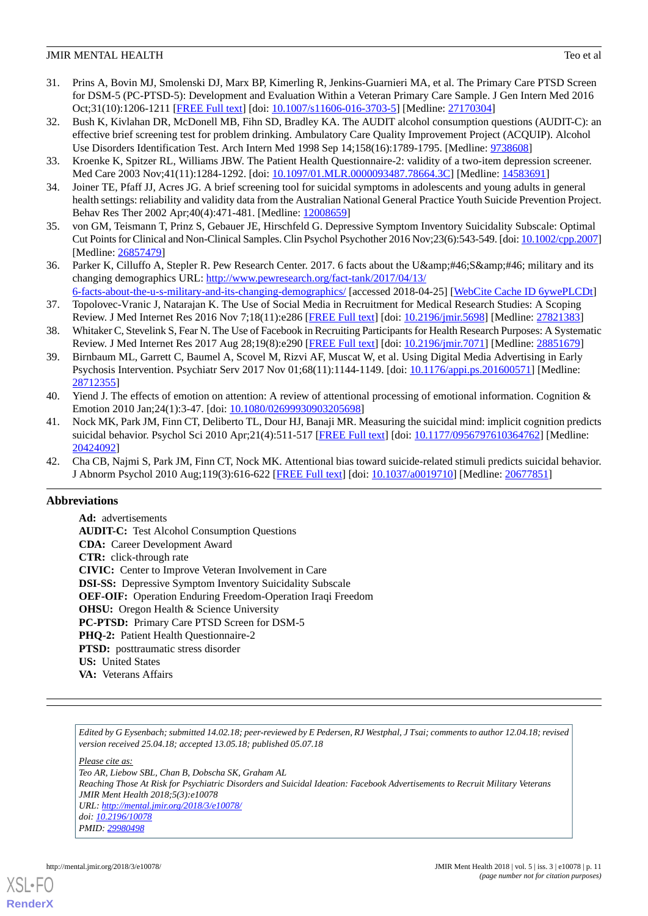31. Prins A, Bovin MJ, Smolenski DJ, Marx BP, Kimerling R, Jenkins-Guarnieri MA, et al. The Primary Care PTSD Screen for DSM-5 (PC-PTSD-5): Development and Evaluation Within a Veteran Primary Care Sample. J Gen Intern Med 2016 Oct;31(10):1206-1211 [FREE Full text] [doi: 10.1007/s11606-016-3703-5] [Medline: 27170304]
32. Bush K, Kivlahan DR, McDonell MB, Fihn SD, Bradley KA. The AUDIT alcohol consumption questions (AUDIT-C): an effective brief screening test for problem drinking. Ambulatory Care Quality Improvement Project (ACQUIP). Alcohol Use Disorders Identification Test. Arch Intern Med 1998 Sep 14;158(16):1789-1795. [Medline: 9738608]
33. Kroenke K, Spitzer RL, Williams JBW. The Patient Health Questionnaire-2: validity of a two-item depression screener. Med Care 2003 Nov;41(11):1284-1292. [doi: 10.1097/01.MLR.0000093487.78664.3C] [Medline: 14583691]
34. Joiner TE, Pfaff JJ, Acres JG. A brief screening tool for suicidal symptoms in adolescents and young adults in general health settings: reliability and validity data from the Australian National General Practice Youth Suicide Prevention Project. Behav Res Ther 2002 Apr;40(4):471-481. [Medline: 12008659]
35. von GM, Teismann T, Prinz S, Gebauer JE, Hirschfeld G. Depressive Symptom Inventory Suicidality Subscale: Optimal Cut Points for Clinical and Non-Clinical Samples. Clin Psychol Psychother 2016 Nov;23(6):543-549. [doi: 10.1002/cpp.2007] [Medline: 26857479]
36. Parker K, Cilluffo A, Stepler R. Pew Research Center. 2017. 6 facts about the U&amp;#46;S&amp;#46; military and its changing demographics URL: http://www.pewresearch.org/fact-tank/2017/04/13/6-facts-about-the-u-s-military-and-its-changing-demographics/ [accessed 2018-04-25] [WebCite Cache ID 6ywePLCDt]
37. Topolovec-Vranic J, Natarajan K. The Use of Social Media in Recruitment for Medical Research Studies: A Scoping Review. J Med Internet Res 2016 Nov 7;18(11):e286 [FREE Full text] [doi: 10.2196/jmir.5698] [Medline: 27821383]
38. Whitaker C, Stevelink S, Fear N. The Use of Facebook in Recruiting Participants for Health Research Purposes: A Systematic Review. J Med Internet Res 2017 Aug 28;19(8):e290 [FREE Full text] [doi: 10.2196/jmir.7071] [Medline: 28851679]
39. Birnbaum ML, Garrett C, Baumel A, Scovel M, Rizvi AF, Muscat W, et al. Using Digital Media Advertising in Early Psychosis Intervention. Psychiatr Serv 2017 Nov 01;68(11):1144-1149. [doi: 10.1176/appi.ps.201600571] [Medline: 28712355]
40. Yiend J. The effects of emotion on attention: A review of attentional processing of emotional information. Cognition & Emotion 2010 Jan;24(1):3-47. [doi: 10.1080/02699930903205698]
41. Nock MK, Park JM, Finn CT, Deliberto TL, Dour HJ, Banaji MR. Measuring the suicidal mind: implicit cognition predicts suicidal behavior. Psychol Sci 2010 Apr;21(4):511-517 [FREE Full text] [doi: 10.1177/0956797610364762] [Medline: 20424092]
42. Cha CB, Najmi S, Park JM, Finn CT, Nock MK. Attentional bias toward suicide-related stimuli predicts suicidal behavior. J Abnorm Psychol 2010 Aug;119(3):616-622 [FREE Full text] [doi: 10.1037/a0019710] [Medline: 20677851]

## Abbreviations

**Ad:** advertisements
**AUDIT-C:** Test Alcohol Consumption Questions
**CDA:** Career Development Award
**CTR:** click-through rate
**CIVIC:** Center to Improve Veteran Involvement in Care
**DSI-SS:** Depressive Symptom Inventory Suicidality Subscale
**OEF-OIF:** Operation Enduring Freedom-Operation Iraqi Freedom
**OHSU:** Oregon Health & Science University
**PC-PTSD:** Primary Care PTSD Screen for DSM-5
**PHQ-2:** Patient Health Questionnaire-2
**PTSD:** posttraumatic stress disorder
**US:** United States
**VA:** Veterans Affairs

*Edited by G Eysenbach; submitted 14.02.18; peer-reviewed by E Pedersen, RJ Westphal, J Tsai; comments to author 12.04.18; revised version received 25.04.18; accepted 13.05.18; published 05.07.18*

*Please cite as:*
*Teo AR, Liebow SBL, Chan B, Dobscha SK, Graham AL*
*Reaching Those At Risk for Psychiatric Disorders and Suicidal Ideation: Facebook Advertisements to Recruit Military Veterans*
*JMIR Ment Health 2018;5(3):e10078*
*URL: http://mental.jmir.org/2018/3/e10078/*
*doi: 10.2196/10078*
*PMID: 29980498*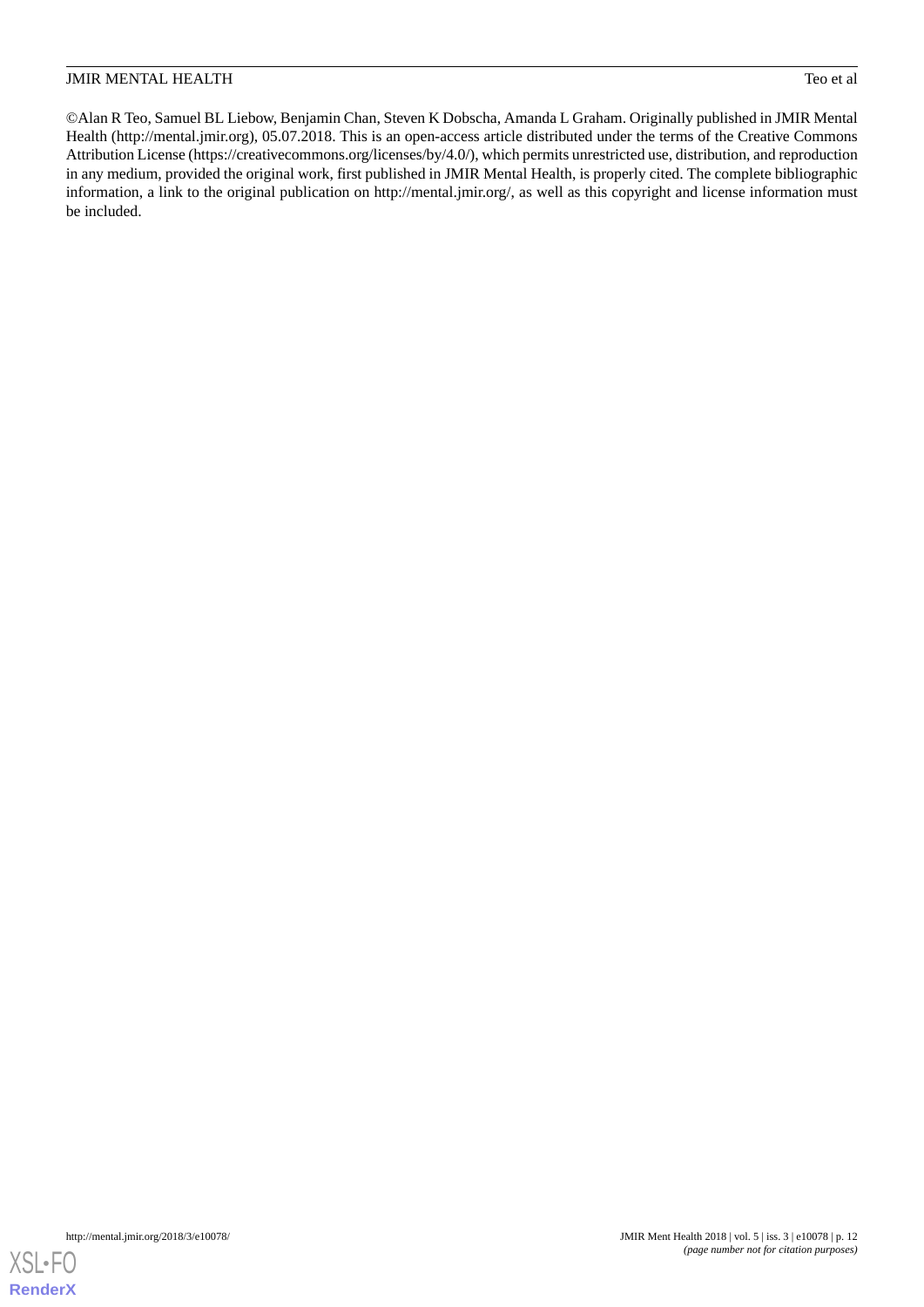©Alan R Teo, Samuel BL Liebow, Benjamin Chan, Steven K Dobscha, Amanda L Graham. Originally published in JMIR Mental Health (http://mental.jmir.org), 05.07.2018. This is an open-access article distributed under the terms of the Creative Commons Attribution License (https://creativecommons.org/licenses/by/4.0/), which permits unrestricted use, distribution, and reproduction in any medium, provided the original work, first published in JMIR Mental Health, is properly cited. The complete bibliographic information, a link to the original publication on http://mental.jmir.org/, as well as this copyright and license information must be included.